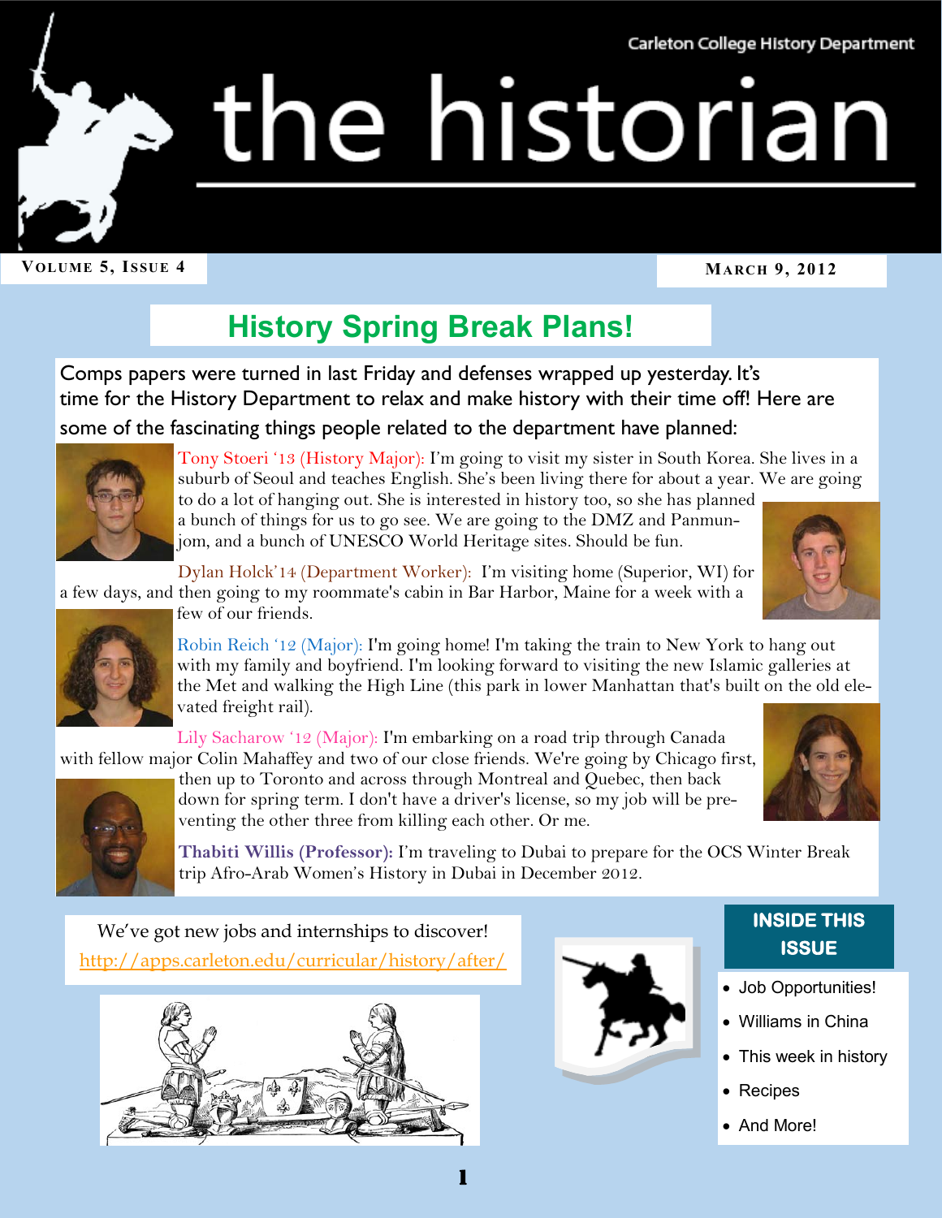Carleton College History Department

# the historian

Volume 5, Issue 4

March 9, 2012

## History Spring Break Plans!

Comps papers were turned in last Friday and defenses wrapped up yesterday. It's time for the History Department to relax and make history with their time off! Here are some of the fascinating things people related to the department have planned:

Tony Stoeri '13 (History Major): I'm going to visit my sister in South Korea. She lives in a suburb of Seoul and teaches English. She's been living there for about a year. We are going to do a lot of hanging out. She is interested in history too, so she has planned a bunch of things for us to go see. We are going to the DMZ and Panmunjom, and a bunch of UNESCO World Heritage sites. Should be fun.

Dylan Holck'14 (Department Worker): I'm visiting home (Superior, WI) for a few days, and then going to my roommate's cabin in Bar Harbor, Maine for a week with a few of our friends.

Robin Reich '12 (Major): I'm going home! I'm taking the train to New York to hang out with my family and boyfriend. I'm looking forward to visiting the new Islamic galleries at the Met and walking the High Line (this park in lower Manhattan that's built on the old elevated freight rail).

Lily Sacharow '12 (Major): I'm embarking on a road trip through Canada with fellow major Colin Mahaffey and two of our close friends. We're going by Chicago first, then up to Toronto and across through Montreal and Quebec, then back down for spring term. I don't have a driver's license, so my job will be preventing the other three from killing each other. Or me.

**Thabiti Willis (Professor):** I'm traveling to Dubai to prepare for the OCS Winter Break trip Afro-Arab Women's History in Dubai in December 2012.

We've got new jobs and internships to discover!
http://apps.carleton.edu/curricular/history/after/

### INSIDE THIS ISSUE

- Job Opportunities!
- Williams in China
- This week in history
- Recipes
- And More!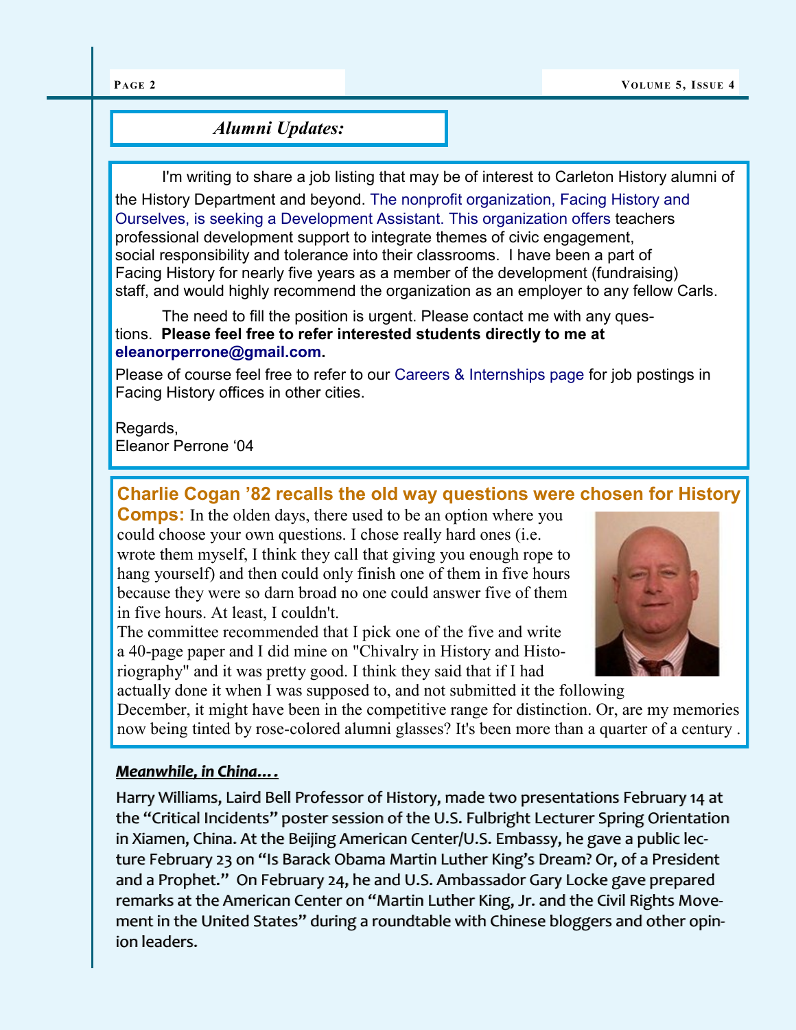## *Alumni Updates:*

I'm writing to share a job listing that may be of interest to Carleton History alumni of the History Department and beyond. The nonprofit organization, Facing History and Ourselves, is seeking a Development Assistant. This organization offers teachers professional development support to integrate themes of civic engagement, social responsibility and tolerance into their classrooms. I have been a part of Facing History for nearly five years as a member of the development (fundraising) staff, and would highly recommend the organization as an employer to any fellow Carls.

The need to fill the position is urgent. Please contact me with any questions. **Please feel free to refer interested students directly to me at eleanorperrone@gmail.com.**

Please of course feel free to refer to our Careers & Internships page for job postings in Facing History offices in other cities.

Regards,
Eleanor Perrone '04

**Charlie Cogan '82 recalls the old way questions were chosen for History Comps:** In the olden days, there used to be an option where you could choose your own questions. I chose really hard ones (i.e. wrote them myself, I think they call that giving you enough rope to hang yourself) and then could only finish one of them in five hours because they were so darn broad no one could answer five of them in five hours. At least, I couldn't.
The committee recommended that I pick one of the five and write a 40-page paper and I did mine on "Chivalry in History and Historiography" and it was pretty good. I think they said that if I had actually done it when I was supposed to, and not submitted it the following December, it might have been in the competitive range for distinction. Or, are my memories now being tinted by rose-colored alumni glasses? It's been more than a quarter of a century .

***Meanwhile, in China….***

Harry Williams, Laird Bell Professor of History, made two presentations February 14 at the "Critical Incidents" poster session of the U.S. Fulbright Lecturer Spring Orientation in Xiamen, China. At the Beijing American Center/U.S. Embassy, he gave a public lecture February 23 on "Is Barack Obama Martin Luther King's Dream? Or, of a President and a Prophet." On February 24, he and U.S. Ambassador Gary Locke gave prepared remarks at the American Center on "Martin Luther King, Jr. and the Civil Rights Movement in the United States" during a roundtable with Chinese bloggers and other opinion leaders.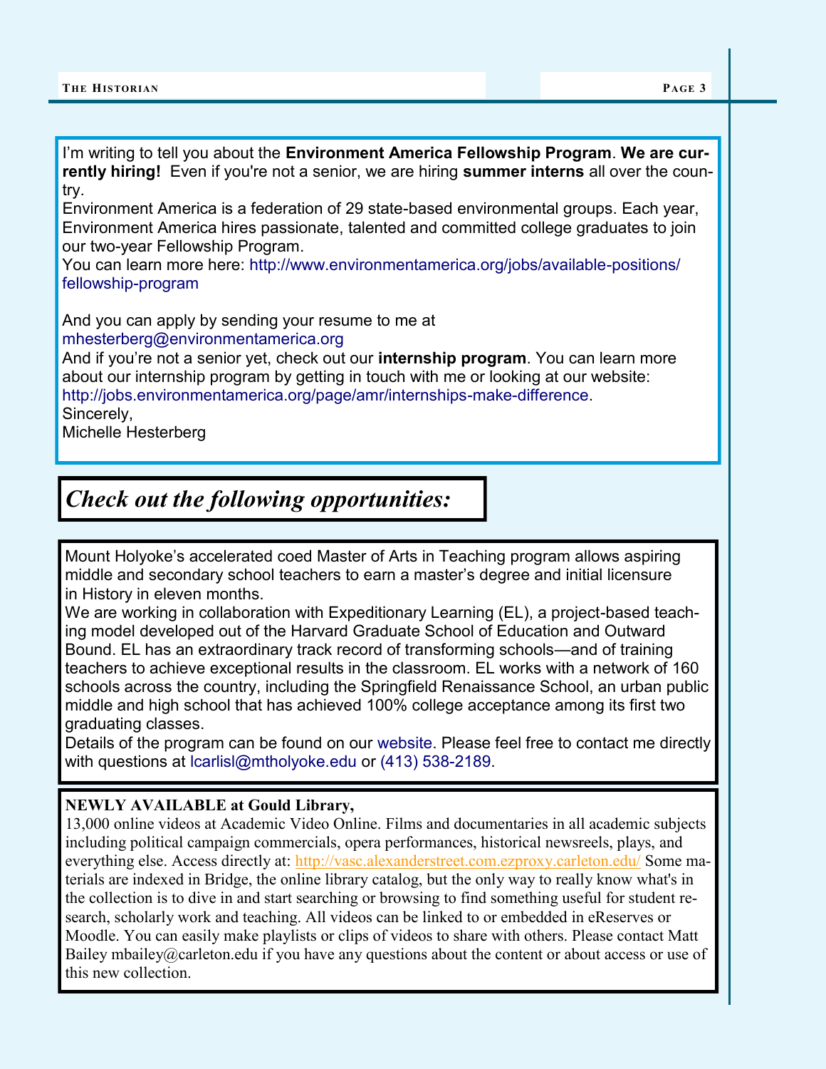I'm writing to tell you about the **Environment America Fellowship Program**. **We are currently hiring!** Even if you're not a senior, we are hiring **summer interns** all over the country.

Environment America is a federation of 29 state-based environmental groups. Each year, Environment America hires passionate, talented and committed college graduates to join our two-year Fellowship Program.

You can learn more here: http://www.environmentamerica.org/jobs/available-positions/fellowship-program

And you can apply by sending your resume to me at mhesterberg@environmentamerica.org

And if you're not a senior yet, check out our **internship program**. You can learn more about our internship program by getting in touch with me or looking at our website: http://jobs.environmentamerica.org/page/amr/internships-make-difference.

Sincerely,
Michelle Hesterberg

## *Check out the following opportunities:*

Mount Holyoke's accelerated coed Master of Arts in Teaching program allows aspiring middle and secondary school teachers to earn a master's degree and initial licensure in History in eleven months.

We are working in collaboration with Expeditionary Learning (EL), a project-based teaching model developed out of the Harvard Graduate School of Education and Outward Bound. EL has an extraordinary track record of transforming schools—and of training teachers to achieve exceptional results in the classroom. EL works with a network of 160 schools across the country, including the Springfield Renaissance School, an urban public middle and high school that has achieved 100% college acceptance among its first two graduating classes.

Details of the program can be found on our website. Please feel free to contact me directly with questions at lcarlisl@mtholyoke.edu or (413) 538-2189.

**NEWLY AVAILABLE at Gould Library,**

13,000 online videos at Academic Video Online. Films and documentaries in all academic subjects including political campaign commercials, opera performances, historical newsreels, plays, and everything else. Access directly at: http://vasc.alexanderstreet.com.ezproxy.carleton.edu/ Some materials are indexed in Bridge, the online library catalog, but the only way to really know what's in the collection is to dive in and start searching or browsing to find something useful for student research, scholarly work and teaching. All videos can be linked to or embedded in eReserves or Moodle. You can easily make playlists or clips of videos to share with others. Please contact Matt Bailey mbailey@carleton.edu if you have any questions about the content or about access or use of this new collection.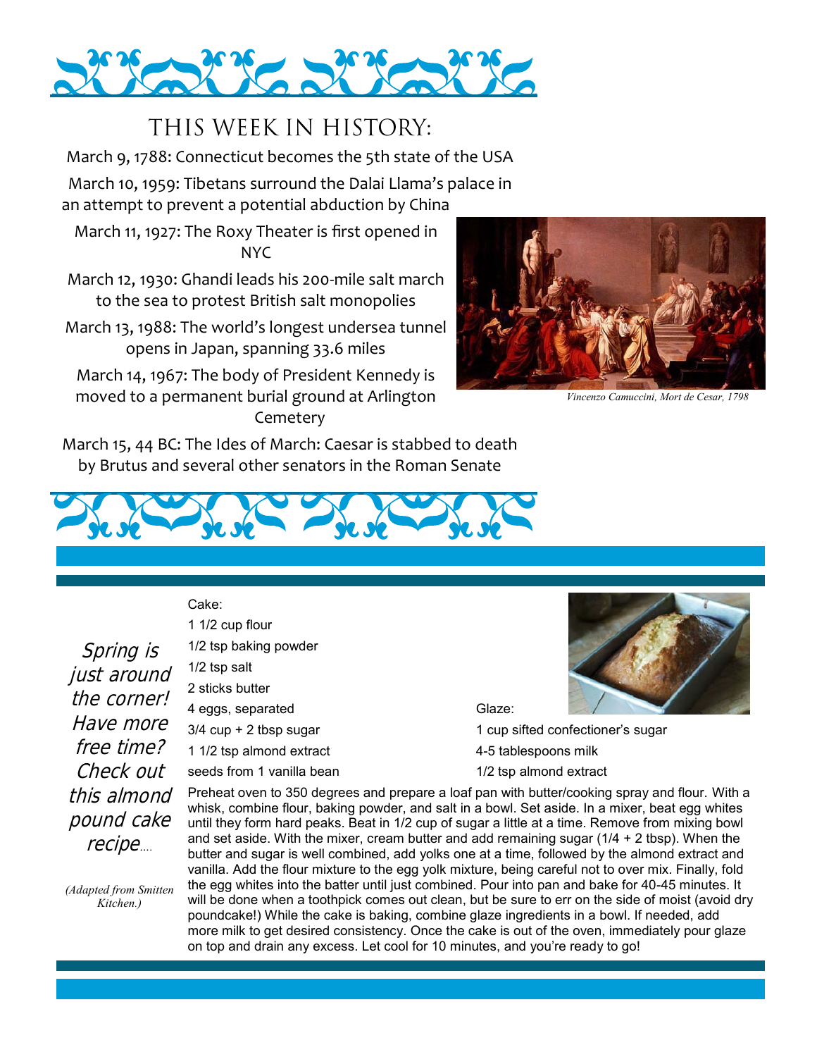# THIS WEEK IN HISTORY:

March 9, 1788: Connecticut becomes the 5th state of the USA

March 10, 1959: Tibetans surround the Dalai Llama's palace in an attempt to prevent a potential abduction by China

March 11, 1927: The Roxy Theater is first opened in NYC

March 12, 1930: Ghandi leads his 200-mile salt march to the sea to protest British salt monopolies

March 13, 1988: The world's longest undersea tunnel opens in Japan, spanning 33.6 miles

March 14, 1967: The body of President Kennedy is moved to a permanent burial ground at Arlington Cemetery

March 15, 44 BC: The Ides of March: Caesar is stabbed to death by Brutus and several other senators in the Roman Senate

*Vincenzo Camuccini, Mort de Cesar, 1798*

*Spring is just around the corner! Have more free time? Check out this almond pound cake recipe....*

*(Adapted from Smitten Kitchen.)*

Cake:

- 1 1/2 cup flour
- 1/2 tsp baking powder
- 1/2 tsp salt
- 2 sticks butter
- 4 eggs, separated
- 3/4 cup + 2 tbsp sugar
- 1 1/2 tsp almond extract
- seeds from 1 vanilla bean

Glaze:

- 1 cup sifted confectioner's sugar
- 4-5 tablespoons milk
- 1/2 tsp almond extract

Preheat oven to 350 degrees and prepare a loaf pan with butter/cooking spray and flour. With a whisk, combine flour, baking powder, and salt in a bowl. Set aside. In a mixer, beat egg whites until they form hard peaks. Beat in 1/2 cup of sugar a little at a time. Remove from mixing bowl and set aside. With the mixer, cream butter and add remaining sugar (1/4 + 2 tbsp). When the butter and sugar is well combined, add yolks one at a time, followed by the almond extract and vanilla. Add the flour mixture to the egg yolk mixture, being careful not to over mix. Finally, fold the egg whites into the batter until just combined. Pour into pan and bake for 40-45 minutes. It will be done when a toothpick comes out clean, but be sure to err on the side of moist (avoid dry poundcake!) While the cake is baking, combine glaze ingredients in a bowl. If needed, add more milk to get desired consistency. Once the cake is out of the oven, immediately pour glaze on top and drain any excess. Let cool for 10 minutes, and you're ready to go!